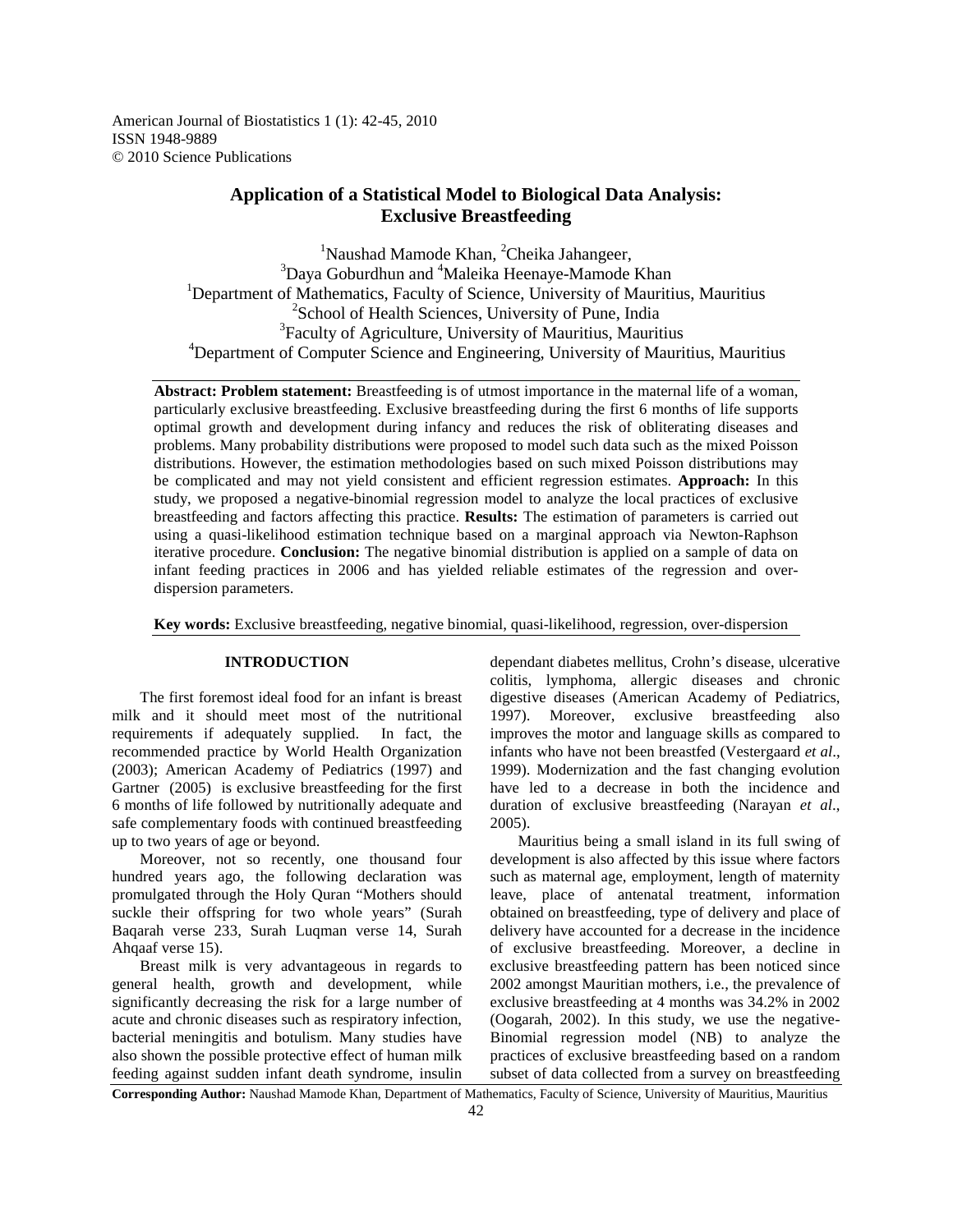# Application of a Statistical Model to Biological Data Analysis: Exclusive Breastfeeding

[1]Naushad Mamode Khan, [2]Cheika Jahangeer,
[3]Daya Goburdhun and [4]Maleika Heenaye-Mamode Khan

[1]Department of Mathematics, Faculty of Science, University of Mauritius, Mauritius
[2]School of Health Sciences, University of Pune, India
[3]Faculty of Agriculture, University of Mauritius, Mauritius
[4]Department of Computer Science and Engineering, University of Mauritius, Mauritius

**Abstract: Problem statement:** Breastfeeding is of utmost importance in the maternal life of a woman, particularly exclusive breastfeeding. Exclusive breastfeeding during the first 6 months of life supports optimal growth and development during infancy and reduces the risk of obliterating diseases and problems. Many probability distributions were proposed to model such data such as the mixed Poisson distributions. However, the estimation methodologies based on such mixed Poisson distributions may be complicated and may not yield consistent and efficient regression estimates. **Approach:** In this study, we proposed a negative-binomial regression model to analyze the local practices of exclusive breastfeeding and factors affecting this practice. **Results:** The estimation of parameters is carried out using a quasi-likelihood estimation technique based on a marginal approach via Newton-Raphson iterative procedure. **Conclusion:** The negative binomial distribution is applied on a sample of data on infant feeding practices in 2006 and has yielded reliable estimates of the regression and over-dispersion parameters.

**Key words:** Exclusive breastfeeding, negative binomial, quasi-likelihood, regression, over-dispersion

## INTRODUCTION

The first foremost ideal food for an infant is breast milk and it should meet most of the nutritional requirements if adequately supplied. In fact, the recommended practice by World Health Organization (2003); American Academy of Pediatrics (1997) and Gartner (2005) is exclusive breastfeeding for the first 6 months of life followed by nutritionally adequate and safe complementary foods with continued breastfeeding up to two years of age or beyond.

Moreover, not so recently, one thousand four hundred years ago, the following declaration was promulgated through the Holy Quran "Mothers should suckle their offspring for two whole years" (Surah Baqarah verse 233, Surah Luqman verse 14, Surah Ahqaaf verse 15).

Breast milk is very advantageous in regards to general health, growth and development, while significantly decreasing the risk for a large number of acute and chronic diseases such as respiratory infection, bacterial meningitis and botulism. Many studies have also shown the possible protective effect of human milk feeding against sudden infant death syndrome, insulin dependant diabetes mellitus, Crohn's disease, ulcerative colitis, lymphoma, allergic diseases and chronic digestive diseases (American Academy of Pediatrics, 1997). Moreover, exclusive breastfeeding also improves the motor and language skills as compared to infants who have not been breastfed (Vestergaard *et al*., 1999). Modernization and the fast changing evolution have led to a decrease in both the incidence and duration of exclusive breastfeeding (Narayan *et al*., 2005).

Mauritius being a small island in its full swing of development is also affected by this issue where factors such as maternal age, employment, length of maternity leave, place of antenatal treatment, information obtained on breastfeeding, type of delivery and place of delivery have accounted for a decrease in the incidence of exclusive breastfeeding. Moreover, a decline in exclusive breastfeeding pattern has been noticed since 2002 amongst Mauritian mothers, i.e., the prevalence of exclusive breastfeeding at 4 months was 34.2% in 2002 (Oogarah, 2002). In this study, we use the negative-Binomial regression model (NB) to analyze the practices of exclusive breastfeeding based on a random subset of data collected from a survey on breastfeeding

**Corresponding Author:** Naushad Mamode Khan, Department of Mathematics, Faculty of Science, University of Mauritius, Mauritius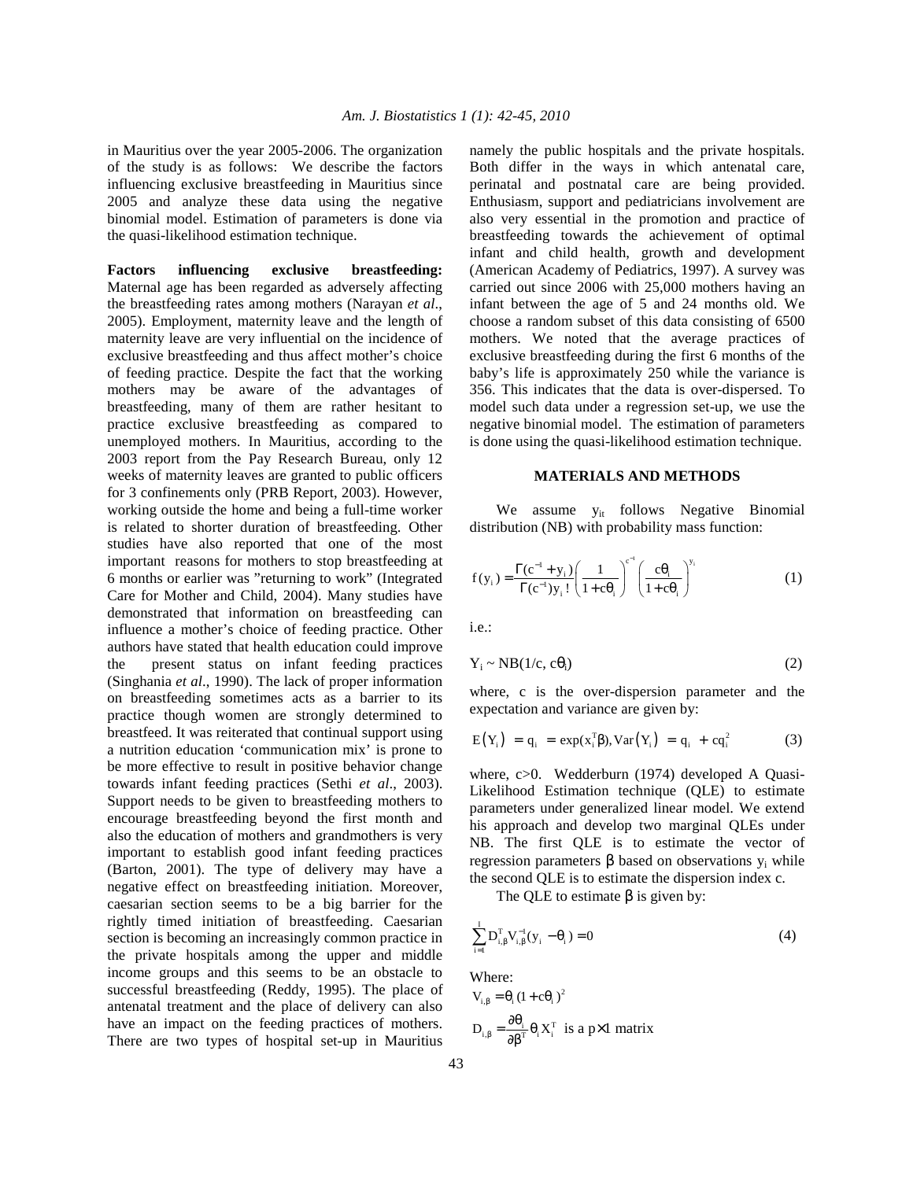in Mauritius over the year 2005-2006. The organization of the study is as follows: We describe the factors influencing exclusive breastfeeding in Mauritius since 2005 and analyze these data using the negative binomial model. Estimation of parameters is done via the quasi-likelihood estimation technique.

**Factors influencing exclusive breastfeeding:** Maternal age has been regarded as adversely affecting the breastfeeding rates among mothers (Narayan *et al*., 2005). Employment, maternity leave and the length of maternity leave are very influential on the incidence of exclusive breastfeeding and thus affect mother's choice of feeding practice. Despite the fact that the working mothers may be aware of the advantages of breastfeeding, many of them are rather hesitant to practice exclusive breastfeeding as compared to unemployed mothers. In Mauritius, according to the 2003 report from the Pay Research Bureau, only 12 weeks of maternity leaves are granted to public officers for 3 confinements only (PRB Report, 2003). However, working outside the home and being a full-time worker is related to shorter duration of breastfeeding. Other studies have also reported that one of the most important reasons for mothers to stop breastfeeding at 6 months or earlier was "returning to work" (Integrated Care for Mother and Child, 2004). Many studies have demonstrated that information on breastfeeding can influence a mother's choice of feeding practice. Other authors have stated that health education could improve the present status on infant feeding practices (Singhania *et al*., 1990). The lack of proper information on breastfeeding sometimes acts as a barrier to its practice though women are strongly determined to breastfeed. It was reiterated that continual support using a nutrition education 'communication mix' is prone to be more effective to result in positive behavior change towards infant feeding practices (Sethi *et al*., 2003). Support needs to be given to breastfeeding mothers to encourage breastfeeding beyond the first month and also the education of mothers and grandmothers is very important to establish good infant feeding practices (Barton, 2001). The type of delivery may have a negative effect on breastfeeding initiation. Moreover, caesarian section seems to be a big barrier for the rightly timed initiation of breastfeeding. Caesarian section is becoming an increasingly common practice in the private hospitals among the upper and middle income groups and this seems to be an obstacle to successful breastfeeding (Reddy, 1995). The place of antenatal treatment and the place of delivery can also have an impact on the feeding practices of mothers. There are two types of hospital set-up in Mauritius namely the public hospitals and the private hospitals. Both differ in the ways in which antenatal care, perinatal and postnatal care are being provided. Enthusiasm, support and pediatricians involvement are also very essential in the promotion and practice of breastfeeding towards the achievement of optimal infant and child health, growth and development (American Academy of Pediatrics, 1997). A survey was carried out since 2006 with 25,000 mothers having an infant between the age of 5 and 24 months old. We choose a random subset of this data consisting of 6500 mothers. We noted that the average practices of exclusive breastfeeding during the first 6 months of the baby's life is approximately 250 while the variance is 356. This indicates that the data is over-dispersed. To model such data under a regression set-up, we use the negative binomial model. The estimation of parameters is done using the quasi-likelihood estimation technique.

## MATERIALS AND METHODS

We assume $y_{it}$ follows Negative Binomial distribution (NB) with probability mass function:

$$f(y_i) = \frac{\Gamma(c^{-1} + y_i)}{\Gamma(c^{-1}) y_i !} \left( \frac{1}{1 + c\theta_i} \right)^{c^{-1}} \left( \frac{c\theta_i}{1 + c\theta_i} \right)^{y_i} \quad (1)$$

i.e.:

$$Y_i \sim NB(1/c, c\theta_i) \quad (2)$$

where, c is the over-dispersion parameter and the expectation and variance are given by:

$$E(Y_i) = q_i = \exp(x_i^T \beta), \operatorname{Var}(Y_i) = q_i + cq_i^2 \quad (3)$$

where, $c>0$. Wedderburn (1974) developed A Quasi-Likelihood Estimation technique (QLE) to estimate parameters under generalized linear model. We extend his approach and develop two marginal QLEs under NB. The first QLE is to estimate the vector of regression parameters $\beta$ based on observations $y_i$ while the second QLE is to estimate the dispersion index c.

The QLE to estimate $\beta$ is given by:

$$\sum_{i=1}^{I} D_{i,\beta}^T V_{i,\beta}^{-1} (y_i - \theta_i) = 0 \quad (4)$$

Where:

$V_{i,\beta} = \theta_i (1 + c\theta_i)^2$

$D_{i,\beta} = \frac{\partial \theta_i}{\partial \beta^T} \theta_i X_i^T$ is a $p \times 1$ matrix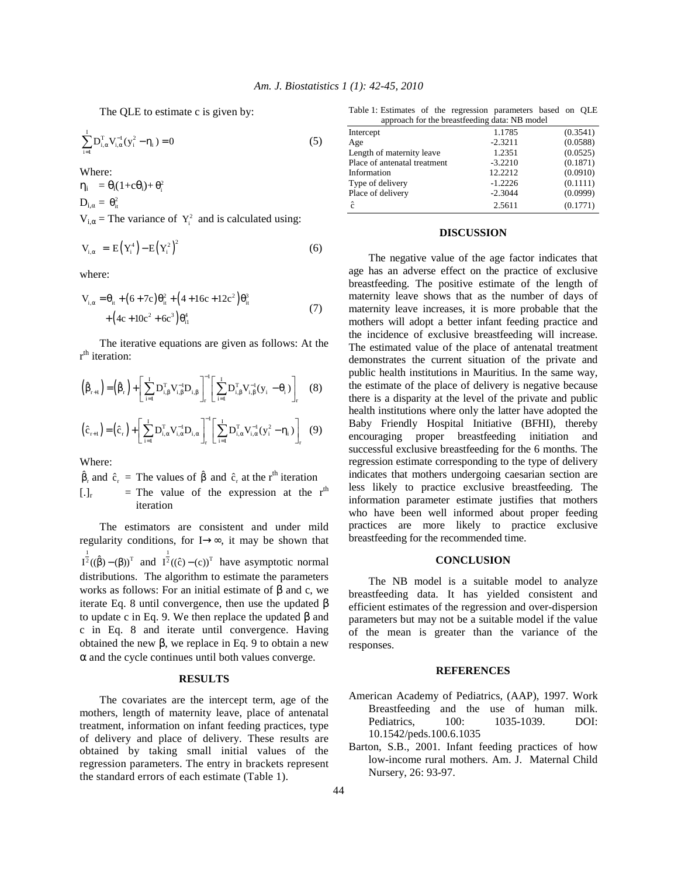The QLE to estimate c is given by:

$$\sum_{i=1}^{I} D_{i,\alpha}^{T} V_{i,\alpha}^{-1} (y_i^2 - \eta_i) = 0 \quad (5)$$

Where:

$\eta_i = \theta_i(1+c\theta_i)+\theta_i^2$

$D_{i,\alpha} = \theta_{it}^2$

$V_{i,\alpha}$ = The variance of $Y_i^2$ and is calculated using:

$$V_{i,\alpha} = E\left(Y_i^4\right) - E\left(Y_i^2\right)^2 \quad (6)$$

where:

$$V_{i,\alpha} = \theta_{it} + \left(6+7c\right)\theta_{it}^2 + \left(4+16c+12c^2\right)\theta_{it}^3 + \left(4c+10c^2+6c^3\right)\theta_{i1}^4 \quad (7)$$

The iterative equations are given as follows: At the $r^{th}$ iteration:

$$\left(\hat{\beta}_{r+1}\right) = \left(\hat{\beta}_r\right) + \left[\sum_{i=1}^{I} D_{i,\beta}^{T} V_{i,\beta}^{-1} D_{i,\beta}\right]_r^{-1} \left[\sum_{i=1}^{I} D_{i,\beta}^{T} V_{i,\beta}^{-1} (y_i - \theta_i)\right]_r \quad (8)$$

$$\left(\hat{c}_{r+1}\right) = \left(\hat{c}_r\right) + \left[\sum_{i=1}^{I} D_{i,\alpha}^{T} V_{i,\alpha}^{-1} D_{i,\alpha}\right]_r^{-1} \left[\sum_{i=1}^{I} D_{i,\alpha}^{T} V_{i,\alpha}^{-1} (y_i^2 - \eta_i)\right]_r \quad (9)$$

Where:

$\hat{\beta}_r$ and $\hat{c}_r$ = The values of $\hat{\beta}$ and $\hat{c}_r$ at the $r^{th}$ iteration

$[.]_r$ = The value of the expression at the $r^{th}$ iteration

The estimators are consistent and under mild regularity conditions, for $I \rightarrow \infty$, it may be shown that $I^{\frac{1}{2}}((\hat{\beta}) - (\beta))^T$ and $I^{\frac{1}{2}}((\hat{c}) - (c))^T$ have asymptotic normal distributions. The algorithm to estimate the parameters works as follows: For an initial estimate of β and c, we iterate Eq. 8 until convergence, then use the updated β to update c in Eq. 9. We then replace the updated β and c in Eq. 8 and iterate until convergence. Having obtained the new β, we replace in Eq. 9 to obtain a new α and the cycle continues until both values converge.

## RESULTS

The covariates are the intercept term, age of the mothers, length of maternity leave, place of antenatal treatment, information on infant feeding practices, type of delivery and place of delivery. These results are obtained by taking small initial values of the regression parameters. The entry in brackets represent the standard errors of each estimate (Table 1).

Table 1: Estimates of the regression parameters based on QLE approach for the breastfeeding data: NB model

| | | |
|---|---|---|
| Intercept | 1.1785 | (0.3541) |
| Age | -2.3211 | (0.0588) |
| Length of maternity leave | 1.2351 | (0.0525) |
| Place of antenatal treatment | -3.2210 | (0.1871) |
| Information | 12.2212 | (0.0910) |
| Type of delivery | -1.2226 | (0.1111) |
| Place of delivery | -2.3044 | (0.0999) |
| $\hat{c}$ | 2.5611 | (0.1771) |

## DISCUSSION

The negative value of the age factor indicates that age has an adverse effect on the practice of exclusive breastfeeding. The positive estimate of the length of maternity leave shows that as the number of days of maternity leave increases, it is more probable that the mothers will adopt a better infant feeding practice and the incidence of exclusive breastfeeding will increase. The estimated value of the place of antenatal treatment demonstrates the current situation of the private and public health institutions in Mauritius. In the same way, the estimate of the place of delivery is negative because there is a disparity at the level of the private and public health institutions where only the latter have adopted the Baby Friendly Hospital Initiative (BFHI), thereby encouraging proper breastfeeding initiation and successful exclusive breastfeeding for the 6 months. The regression estimate corresponding to the type of delivery indicates that mothers undergoing caesarian section are less likely to practice exclusive breastfeeding. The information parameter estimate justifies that mothers who have been well informed about proper feeding practices are more likely to practice exclusive breastfeeding for the recommended time.

## CONCLUSION

The NB model is a suitable model to analyze breastfeeding data. It has yielded consistent and efficient estimates of the regression and over-dispersion parameters but may not be a suitable model if the value of the mean is greater than the variance of the responses.

## REFERENCES

American Academy of Pediatrics, (AAP), 1997. Work Breastfeeding and the use of human milk. Pediatrics, 100: 1035-1039. DOI: 10.1542/peds.100.6.1035

Barton, S.B., 2001. Infant feeding practices of how low-income rural mothers. Am. J. Maternal Child Nursery, 26: 93-97.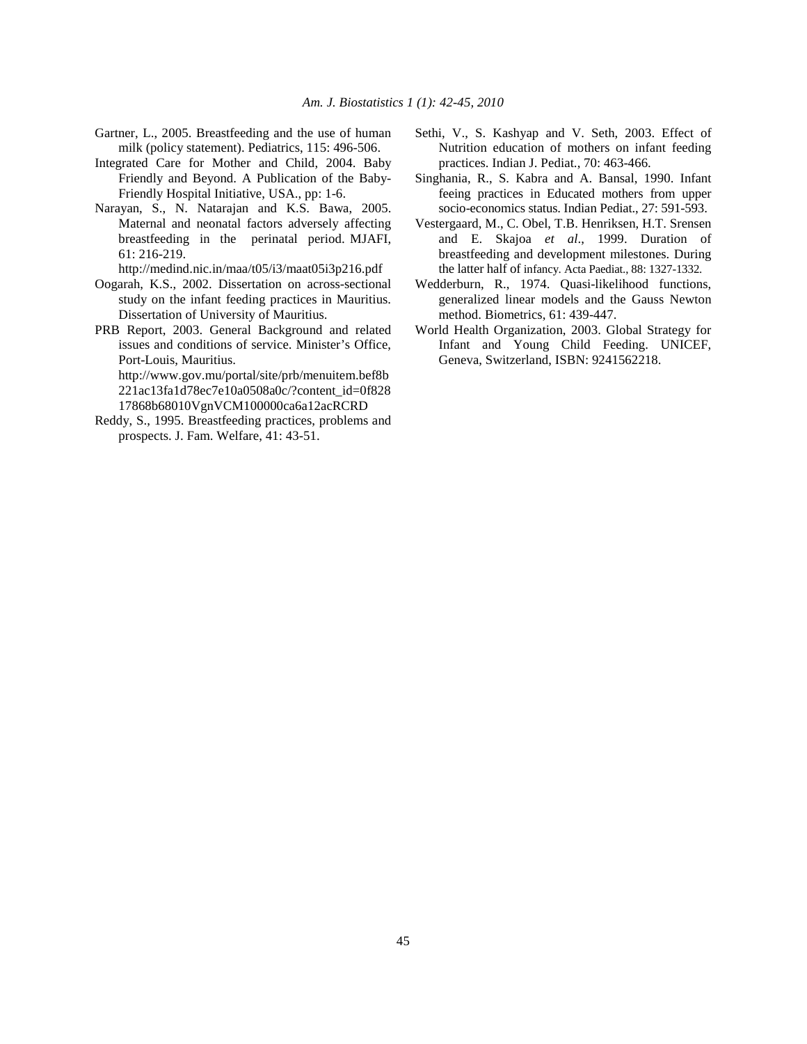Gartner, L., 2005. Breastfeeding and the use of human milk (policy statement). Pediatrics, 115: 496-506.

Integrated Care for Mother and Child, 2004. Baby Friendly and Beyond. A Publication of the Baby-Friendly Hospital Initiative, USA., pp: 1-6.

Narayan, S., N. Natarajan and K.S. Bawa, 2005. Maternal and neonatal factors adversely affecting breastfeeding in the perinatal period. MJAFI, 61: 216-219. http://medind.nic.in/maa/t05/i3/maat05i3p216.pdf

Oogarah, K.S., 2002. Dissertation on across-sectional study on the infant feeding practices in Mauritius. Dissertation of University of Mauritius.

PRB Report, 2003. General Background and related issues and conditions of service. Minister's Office, Port-Louis, Mauritius. http://www.gov.mu/portal/site/prb/menuitem.bef8b221ac13fa1d78ec7e10a0508a0c/?content_id=0f82817868b68010VgnVCM100000ca6a12acRCRD

Reddy, S., 1995. Breastfeeding practices, problems and prospects. J. Fam. Welfare, 41: 43-51.

Sethi, V., S. Kashyap and V. Seth, 2003. Effect of Nutrition education of mothers on infant feeding practices. Indian J. Pediat., 70: 463-466.

Singhania, R., S. Kabra and A. Bansal, 1990. Infant feeing practices in Educated mothers from upper socio-economics status. Indian Pediat., 27: 591-593.

Vestergaard, M., C. Obel, T.B. Henriksen, H.T. Srensen and E. Skajoa *et al*., 1999. Duration of breastfeeding and development milestones. During the latter half of infancy. Acta Paediat., 88: 1327-1332.

Wedderburn, R., 1974. Quasi-likelihood functions, generalized linear models and the Gauss Newton method. Biometrics, 61: 439-447.

World Health Organization, 2003. Global Strategy for Infant and Young Child Feeding. UNICEF, Geneva, Switzerland, ISBN: 9241562218.